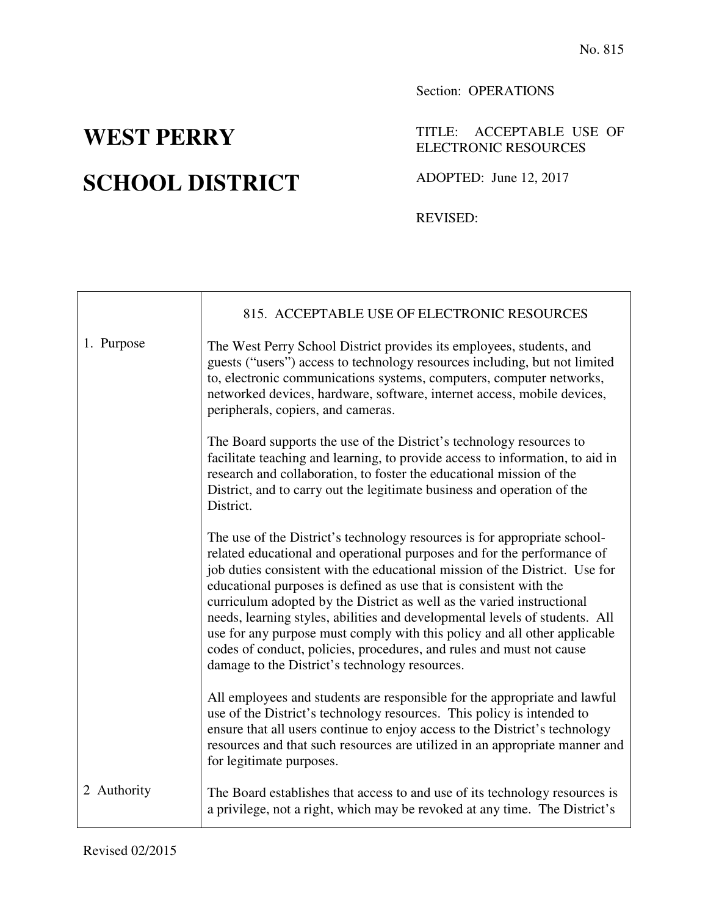No. 815

Section: OPERATIONS

# WEST PERRY SCHOOL DISTRICT

TITLE: ACCEPTABLE USE OF ELECTRONIC RESOURCES

ADOPTED: June 12, 2017

REVISED:

## 815. ACCEPTABLE USE OF ELECTRONIC RESOURCES

### 1. Purpose

The West Perry School District provides its employees, students, and guests ("users") access to technology resources including, but not limited to, electronic communications systems, computers, computer networks, networked devices, hardware, software, internet access, mobile devices, peripherals, copiers, and cameras.

The Board supports the use of the District's technology resources to facilitate teaching and learning, to provide access to information, to aid in research and collaboration, to foster the educational mission of the District, and to carry out the legitimate business and operation of the District.

The use of the District's technology resources is for appropriate school-related educational and operational purposes and for the performance of job duties consistent with the educational mission of the District. Use for educational purposes is defined as use that is consistent with the curriculum adopted by the District as well as the varied instructional needs, learning styles, abilities and developmental levels of students. All use for any purpose must comply with this policy and all other applicable codes of conduct, policies, procedures, and rules and must not cause damage to the District's technology resources.

All employees and students are responsible for the appropriate and lawful use of the District's technology resources. This policy is intended to ensure that all users continue to enjoy access to the District's technology resources and that such resources are utilized in an appropriate manner and for legitimate purposes.

### 2 Authority

The Board establishes that access to and use of its technology resources is a privilege, not a right, which may be revoked at any time. The District's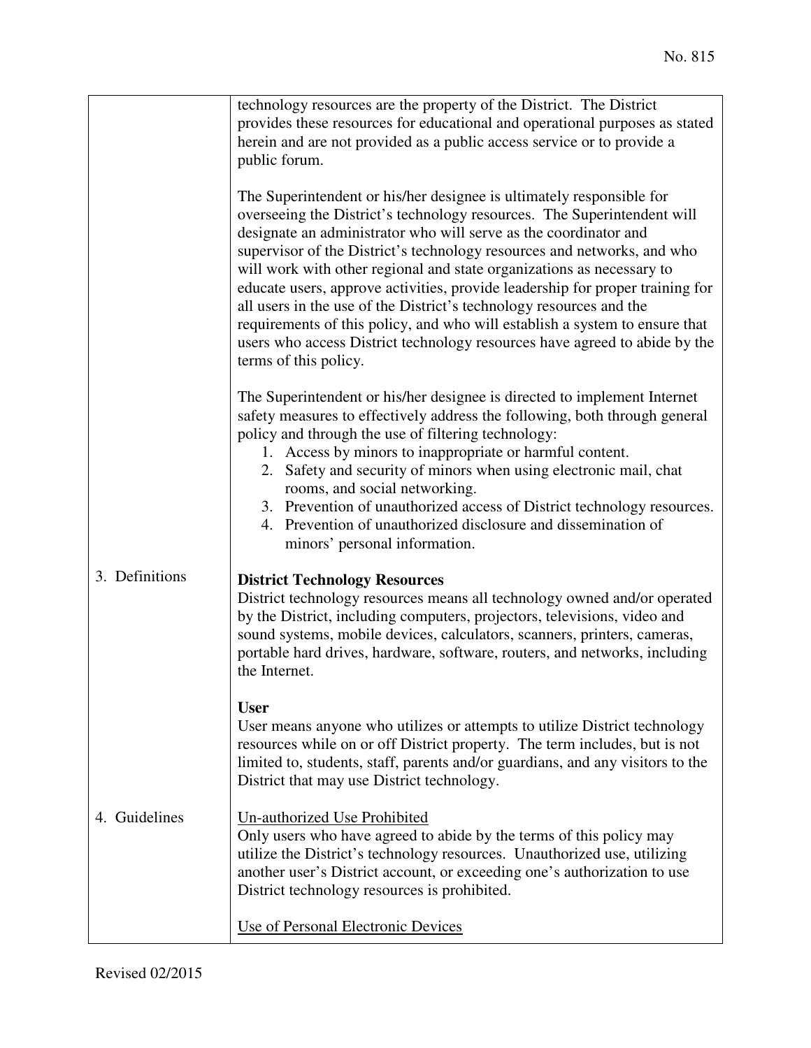technology resources are the property of the District. The District provides these resources for educational and operational purposes as stated herein and are not provided as a public access service or to provide a public forum.

The Superintendent or his/her designee is ultimately responsible for overseeing the District's technology resources. The Superintendent will designate an administrator who will serve as the coordinator and supervisor of the District's technology resources and networks, and who will work with other regional and state organizations as necessary to educate users, approve activities, provide leadership for proper training for all users in the use of the District's technology resources and the requirements of this policy, and who will establish a system to ensure that users who access District technology resources have agreed to abide by the terms of this policy.

The Superintendent or his/her designee is directed to implement Internet safety measures to effectively address the following, both through general policy and through the use of filtering technology:

1. Access by minors to inappropriate or harmful content.
2. Safety and security of minors when using electronic mail, chat rooms, and social networking.
3. Prevention of unauthorized access of District technology resources.
4. Prevention of unauthorized disclosure and dissemination of minors' personal information.

## 3. Definitions

**District Technology Resources**
District technology resources means all technology owned and/or operated by the District, including computers, projectors, televisions, video and sound systems, mobile devices, calculators, scanners, printers, cameras, portable hard drives, hardware, software, routers, and networks, including the Internet.

**User**
User means anyone who utilizes or attempts to utilize District technology resources while on or off District property. The term includes, but is not limited to, students, staff, parents and/or guardians, and any visitors to the District that may use District technology.

## 4. Guidelines

Un-authorized Use Prohibited
Only users who have agreed to abide by the terms of this policy may utilize the District's technology resources. Unauthorized use, utilizing another user's District account, or exceeding one's authorization to use District technology resources is prohibited.

Use of Personal Electronic Devices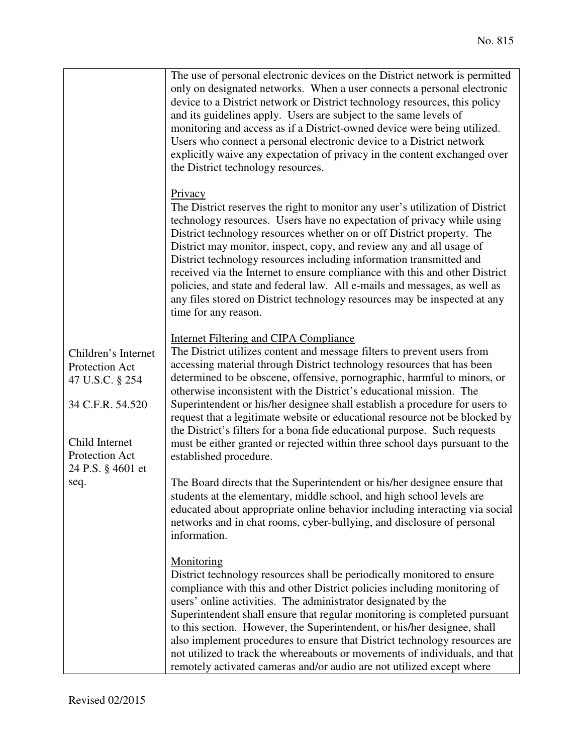| | |
|---|---|
| | The use of personal electronic devices on the District network is permitted only on designated networks. When a user connects a personal electronic device to a District network or District technology resources, this policy and its guidelines apply. Users are subject to the same levels of monitoring and access as if a District-owned device were being utilized. Users who connect a personal electronic device to a District network explicitly waive any expectation of privacy in the content exchanged over the District technology resources. |
| | Privacy<br>The District reserves the right to monitor any user's utilization of District technology resources. Users have no expectation of privacy while using District technology resources whether on or off District property. The District may monitor, inspect, copy, and review any and all usage of District technology resources including information transmitted and received via the Internet to ensure compliance with this and other District policies, and state and federal law. All e-mails and messages, as well as any files stored on District technology resources may be inspected at any time for any reason. |
| Children's Internet Protection Act 47 U.S.C. § 254<br><br>34 C.F.R. 54.520<br><br>Child Internet Protection Act 24 P.S. § 4601 et seq. | Internet Filtering and CIPA Compliance<br>The District utilizes content and message filters to prevent users from accessing material through District technology resources that has been determined to be obscene, offensive, pornographic, harmful to minors, or otherwise inconsistent with the District's educational mission. The Superintendent or his/her designee shall establish a procedure for users to request that a legitimate website or educational resource not be blocked by the District's filters for a bona fide educational purpose. Such requests must be either granted or rejected within three school days pursuant to the established procedure.<br><br>The Board directs that the Superintendent or his/her designee ensure that students at the elementary, middle school, and high school levels are educated about appropriate online behavior including interacting via social networks and in chat rooms, cyber-bullying, and disclosure of personal information. |
| | Monitoring<br>District technology resources shall be periodically monitored to ensure compliance with this and other District policies including monitoring of users' online activities. The administrator designated by the Superintendent shall ensure that regular monitoring is completed pursuant to this section. However, the Superintendent, or his/her designee, shall also implement procedures to ensure that District technology resources are not utilized to track the whereabouts or movements of individuals, and that remotely activated cameras and/or audio are not utilized except where |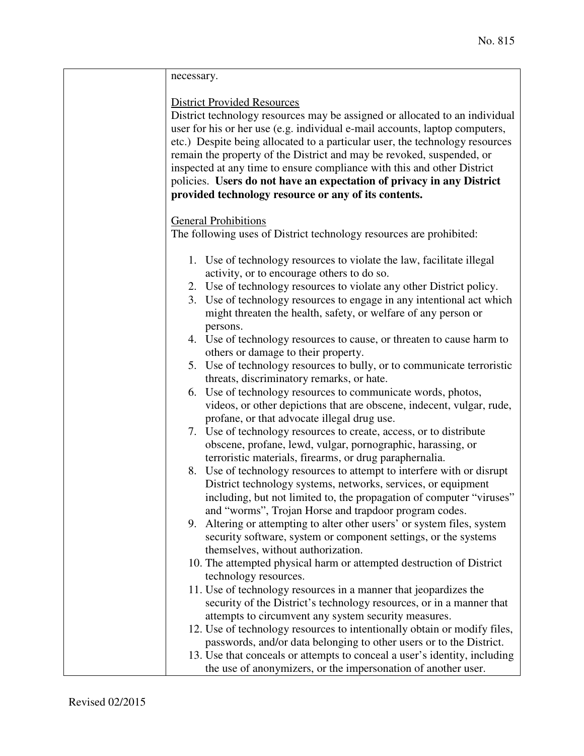necessary.

District Provided Resources

District technology resources may be assigned or allocated to an individual user for his or her use (e.g. individual e-mail accounts, laptop computers, etc.) Despite being allocated to a particular user, the technology resources remain the property of the District and may be revoked, suspended, or inspected at any time to ensure compliance with this and other District policies. **Users do not have an expectation of privacy in any District provided technology resource or any of its contents.**

General Prohibitions

The following uses of District technology resources are prohibited:

1. Use of technology resources to violate the law, facilitate illegal activity, or to encourage others to do so.
2. Use of technology resources to violate any other District policy.
3. Use of technology resources to engage in any intentional act which might threaten the health, safety, or welfare of any person or persons.
4. Use of technology resources to cause, or threaten to cause harm to others or damage to their property.
5. Use of technology resources to bully, or to communicate terroristic threats, discriminatory remarks, or hate.
6. Use of technology resources to communicate words, photos, videos, or other depictions that are obscene, indecent, vulgar, rude, profane, or that advocate illegal drug use.
7. Use of technology resources to create, access, or to distribute obscene, profane, lewd, vulgar, pornographic, harassing, or terroristic materials, firearms, or drug paraphernalia.
8. Use of technology resources to attempt to interfere with or disrupt District technology systems, networks, services, or equipment including, but not limited to, the propagation of computer "viruses" and "worms", Trojan Horse and trapdoor program codes.
9. Altering or attempting to alter other users' or system files, system security software, system or component settings, or the systems themselves, without authorization.
10. The attempted physical harm or attempted destruction of District technology resources.
11. Use of technology resources in a manner that jeopardizes the security of the District's technology resources, or in a manner that attempts to circumvent any system security measures.
12. Use of technology resources to intentionally obtain or modify files, passwords, and/or data belonging to other users or to the District.
13. Use that conceals or attempts to conceal a user's identity, including the use of anonymizers, or the impersonation of another user.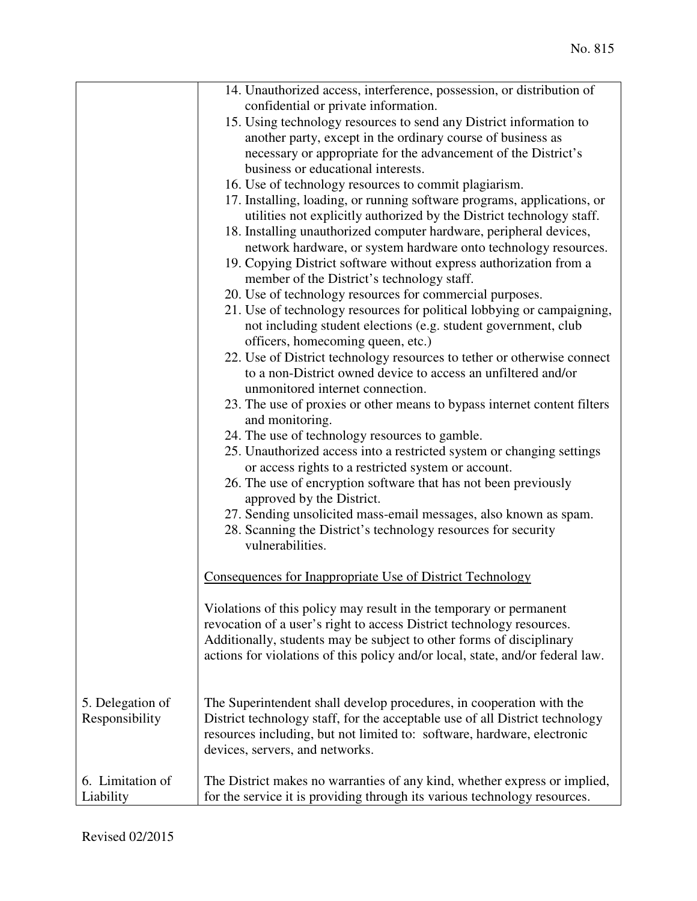| | |
|---|---|
| | 14. Unauthorized access, interference, possession, or distribution of confidential or private information.<br>15. Using technology resources to send any District information to another party, except in the ordinary course of business as necessary or appropriate for the advancement of the District's business or educational interests.<br>16. Use of technology resources to commit plagiarism.<br>17. Installing, loading, or running software programs, applications, or utilities not explicitly authorized by the District technology staff.<br>18. Installing unauthorized computer hardware, peripheral devices, network hardware, or system hardware onto technology resources.<br>19. Copying District software without express authorization from a member of the District's technology staff.<br>20. Use of technology resources for commercial purposes.<br>21. Use of technology resources for political lobbying or campaigning, not including student elections (e.g. student government, club officers, homecoming queen, etc.)<br>22. Use of District technology resources to tether or otherwise connect to a non-District owned device to access an unfiltered and/or unmonitored internet connection.<br>23. The use of proxies or other means to bypass internet content filters and monitoring.<br>24. The use of technology resources to gamble.<br>25. Unauthorized access into a restricted system or changing settings or access rights to a restricted system or account.<br>26. The use of encryption software that has not been previously approved by the District.<br>27. Sending unsolicited mass-email messages, also known as spam.<br>28. Scanning the District's technology resources for security vulnerabilities.<br><br><u>Consequences for Inappropriate Use of District Technology</u><br><br>Violations of this policy may result in the temporary or permanent revocation of a user's right to access District technology resources. Additionally, students may be subject to other forms of disciplinary actions for violations of this policy and/or local, state, and/or federal law. |
| 5. Delegation of Responsibility | The Superintendent shall develop procedures, in cooperation with the District technology staff, for the acceptable use of all District technology resources including, but not limited to: software, hardware, electronic devices, servers, and networks. |
| 6. Limitation of Liability | The District makes no warranties of any kind, whether express or implied, for the service it is providing through its various technology resources. |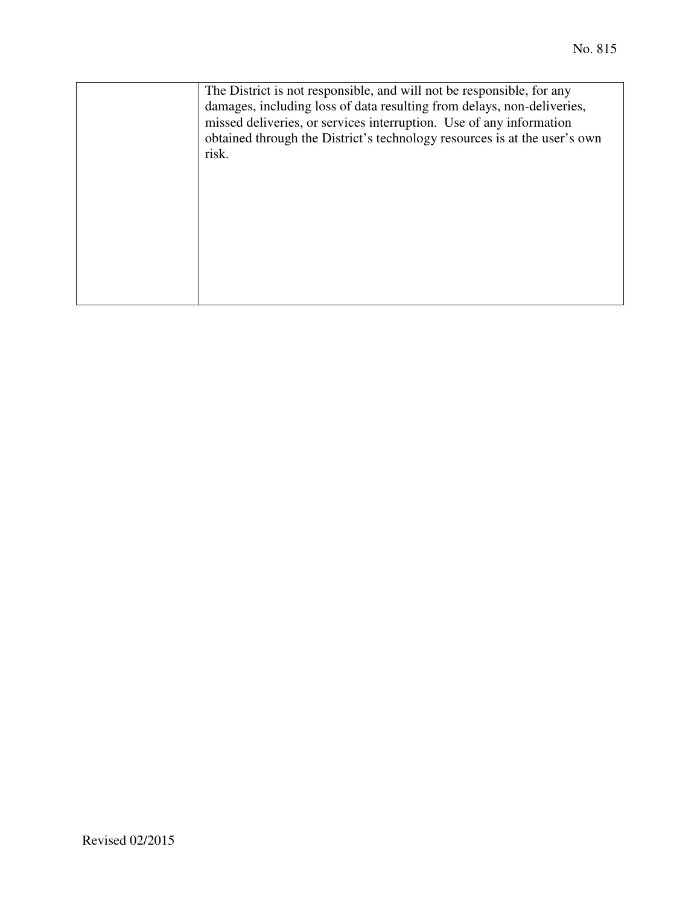| | |
|---|---|
| | The District is not responsible, and will not be responsible, for any damages, including loss of data resulting from delays, non-deliveries, missed deliveries, or services interruption. Use of any information obtained through the District's technology resources is at the user's own risk. |